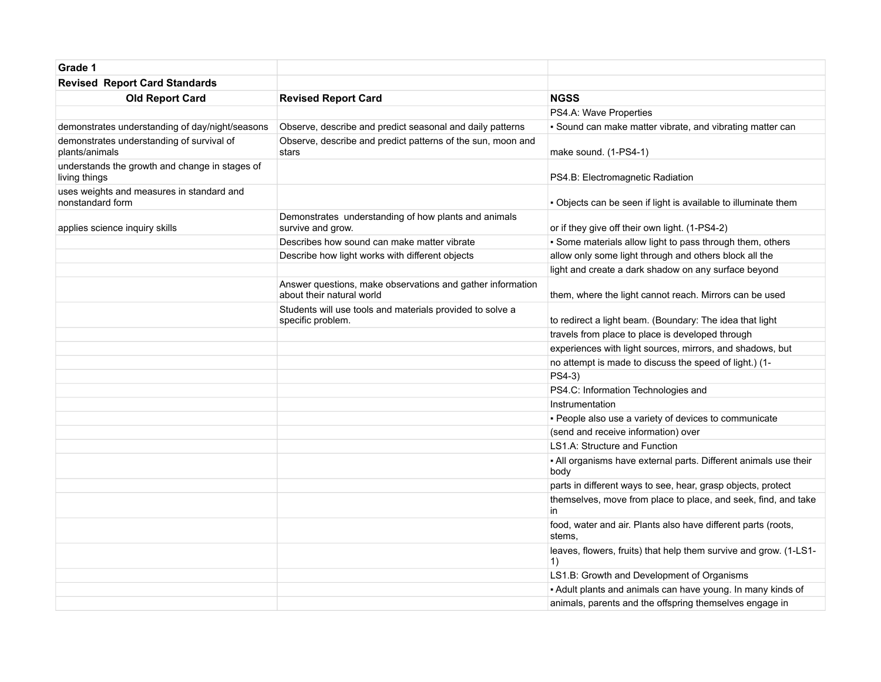| Grade 1 | | |
| --- | --- | --- |
| **Revised Report Card Standards** | | |
| **Old Report Card** | **Revised Report Card** | **NGSS** |
| | | PS4.A: Wave Properties |
| demonstrates understanding of day/night/seasons | Observe, describe and predict seasonal and daily patterns | ▪ Sound can make matter vibrate, and vibrating matter can |
| demonstrates understanding of survival of plants/animals | Observe, describe and predict patterns of the sun, moon and stars | make sound. (1-PS4-1) |
| understands the growth and change in stages of living things | | PS4.B: Electromagnetic Radiation |
| uses weights and measures in standard and nonstandard form | | ▪ Objects can be seen if light is available to illuminate them |
| applies science inquiry skills | Demonstrates understanding of how plants and animals survive and grow. | or if they give off their own light. (1-PS4-2) |
| | Describes how sound can make matter vibrate | ▪ Some materials allow light to pass through them, others |
| | Describe how light works with different objects | allow only some light through and others block all the |
| | | light and create a dark shadow on any surface beyond |
| | Answer questions, make observations and gather information about their natural world | them, where the light cannot reach. Mirrors can be used |
| | Students will use tools and materials provided to solve a specific problem. | to redirect a light beam. (Boundary: The idea that light |
| | | travels from place to place is developed through |
| | | experiences with light sources, mirrors, and shadows, but |
| | | no attempt is made to discuss the speed of light.) (1- |
| | | PS4-3) |
| | | PS4.C: Information Technologies and |
| | | Instrumentation |
| | | ▪ People also use a variety of devices to communicate |
| | | (send and receive information) over |
| | | LS1.A: Structure and Function |
| | | ▪ All organisms have external parts. Different animals use their body |
| | | parts in different ways to see, hear, grasp objects, protect |
| | | themselves, move from place to place, and seek, find, and take in |
| | | food, water and air. Plants also have different parts (roots, stems, |
| | | leaves, flowers, fruits) that help them survive and grow. (1-LS1-1) |
| | | LS1.B: Growth and Development of Organisms |
| | | ▪ Adult plants and animals can have young. In many kinds of |
| | | animals, parents and the offspring themselves engage in |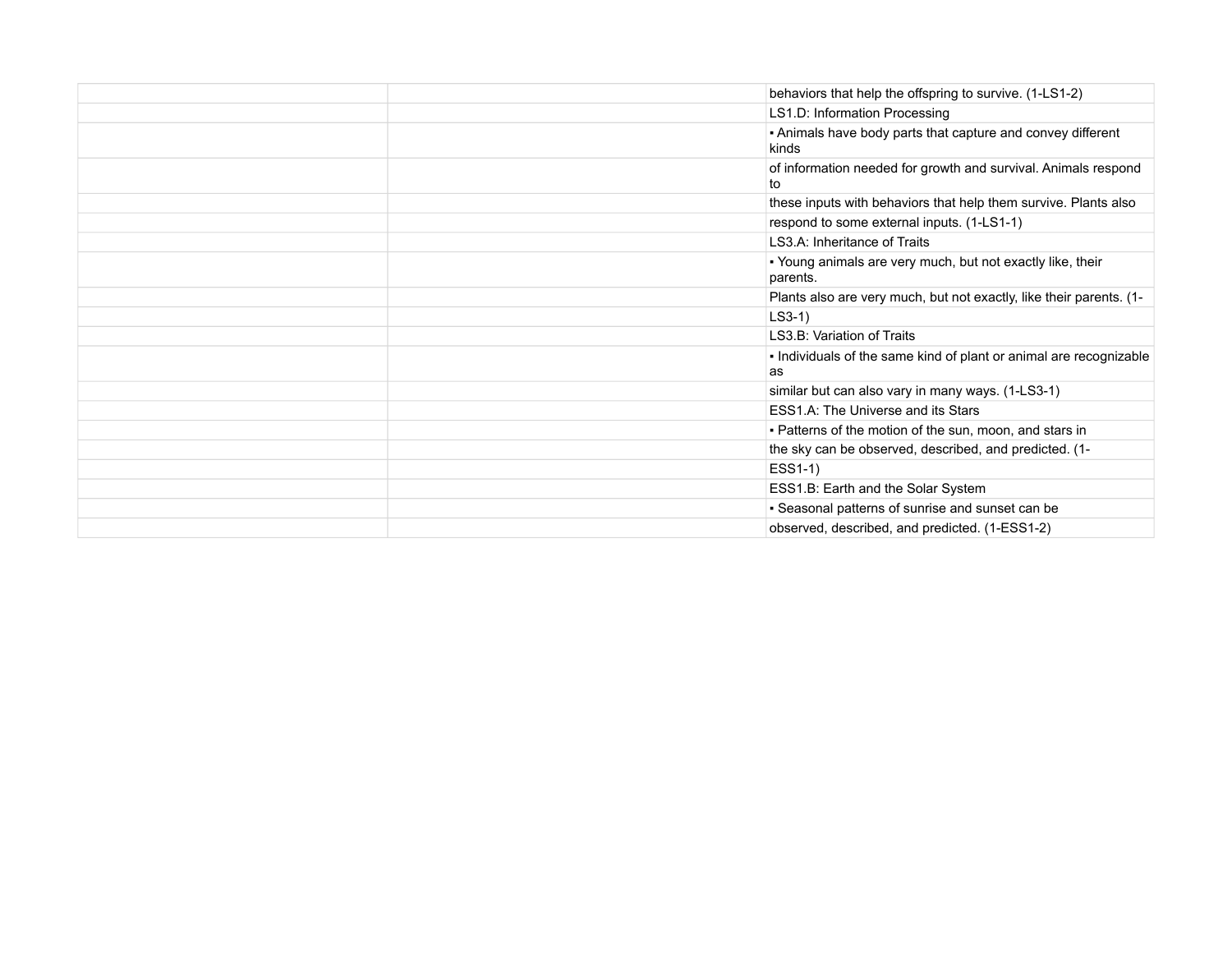| | | |
|---|---|---|
| | | behaviors that help the offspring to survive. (1-LS1-2) |
| | | LS1.D: Information Processing |
| | | ▪ Animals have body parts that capture and convey different kinds |
| | | of information needed for growth and survival. Animals respond to |
| | | these inputs with behaviors that help them survive. Plants also |
| | | respond to some external inputs. (1-LS1-1) |
| | | LS3.A: Inheritance of Traits |
| | | ▪ Young animals are very much, but not exactly like, their parents. |
| | | Plants also are very much, but not exactly, like their parents. (1- |
| | | LS3-1) |
| | | LS3.B: Variation of Traits |
| | | ▪ Individuals of the same kind of plant or animal are recognizable as |
| | | similar but can also vary in many ways. (1-LS3-1) |
| | | ESS1.A: The Universe and its Stars |
| | | ▪ Patterns of the motion of the sun, moon, and stars in |
| | | the sky can be observed, described, and predicted. (1- |
| | | ESS1-1) |
| | | ESS1.B: Earth and the Solar System |
| | | ▪ Seasonal patterns of sunrise and sunset can be |
| | | observed, described, and predicted. (1-ESS1-2) |